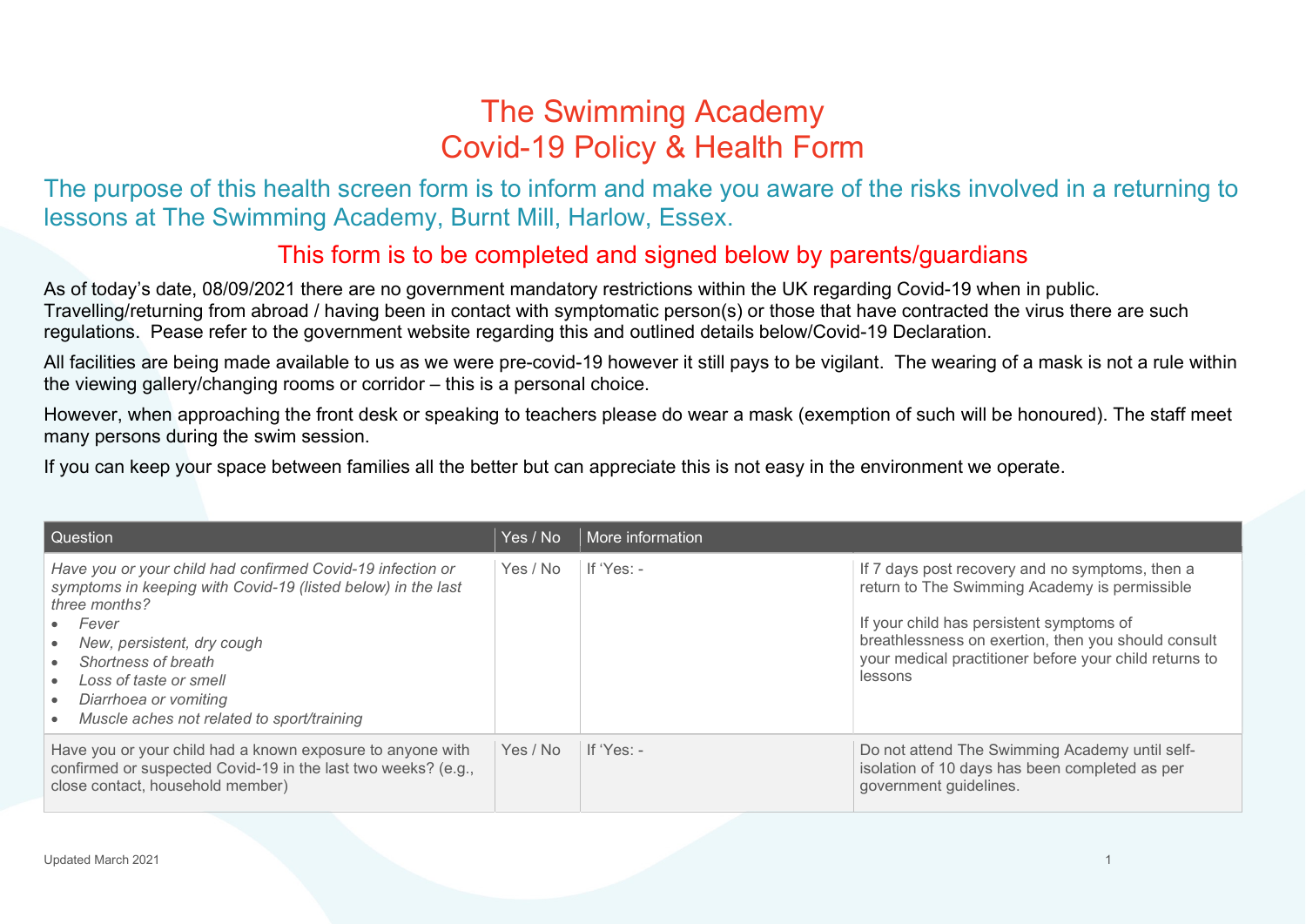# The Swimming Academy
# Covid-19 Policy & Health Form

## The purpose of this health screen form is to inform and make you aware of the risks involved in a returning to lessons at The Swimming Academy, Burnt Mill, Harlow, Essex.

### This form is to be completed and signed below by parents/guardians

As of today's date, 08/09/2021 there are no government mandatory restrictions within the UK regarding Covid-19 when in public. Travelling/returning from abroad / having been in contact with symptomatic person(s) or those that have contracted the virus there are such regulations. Pease refer to the government website regarding this and outlined details below/Covid-19 Declaration.

All facilities are being made available to us as we were pre-covid-19 however it still pays to be vigilant. The wearing of a mask is not a rule within the viewing gallery/changing rooms or corridor – this is a personal choice.

However, when approaching the front desk or speaking to teachers please do wear a mask (exemption of such will be honoured). The staff meet many persons during the swim session.

If you can keep your space between families all the better but can appreciate this is not easy in the environment we operate.

| Question | Yes / No | More information | |
|---|---|---|---|
| *Have you or your child had confirmed Covid-19 infection or symptoms in keeping with Covid-19 (listed below) in the last three months?*<br>• *Fever*<br>• *New, persistent, dry cough*<br>• *Shortness of breath*<br>• *Loss of taste or smell*<br>• *Diarrhoea or vomiting*<br>• *Muscle aches not related to sport/training* | Yes / No | If 'Yes: - | If 7 days post recovery and no symptoms, then a return to The Swimming Academy is permissible<br><br>If your child has persistent symptoms of breathlessness on exertion, then you should consult your medical practitioner before your child returns to lessons |
| Have you or your child had a known exposure to anyone with confirmed or suspected Covid-19 in the last two weeks? (e.g., close contact, household member) | Yes / No | If 'Yes: - | Do not attend The Swimming Academy until self-isolation of 10 days has been completed as per government guidelines. |

Updated March 2021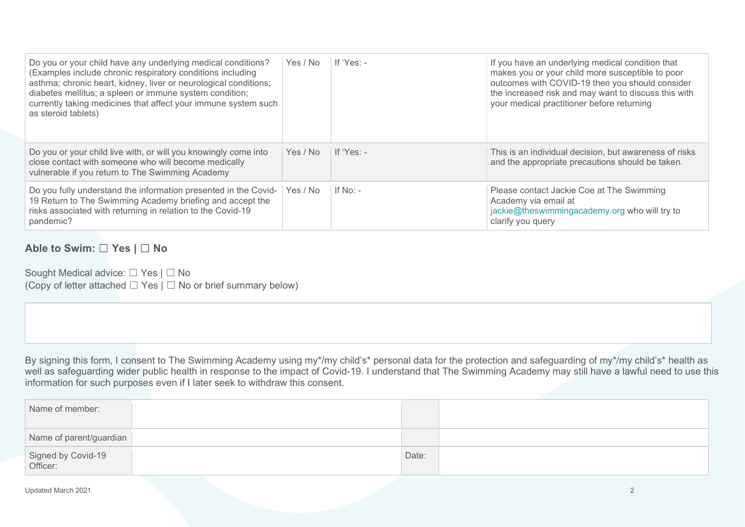| | | | |
|---|---|---|---|
| Do you or your child have any underlying medical conditions? (Examples include chronic respiratory conditions including asthma; chronic heart, kidney, liver or neurological conditions; diabetes mellitus; a spleen or immune system condition; currently taking medicines that affect your immune system such as steroid tablets) | Yes / No | If 'Yes: - | If you have an underlying medical condition that makes you or your child more susceptible to poor outcomes with COVID-19 then you should consider the increased risk and may want to discuss this with your medical practitioner before returning |
| Do you or your child live with, or will you knowingly come into close contact with someone who will become medically vulnerable if you return to The Swimming Academy | Yes / No | If 'Yes: - | This is an individual decision, but awareness of risks and the appropriate precautions should be taken. |
| Do you fully understand the information presented in the Covid-19 Return to The Swimming Academy briefing and accept the risks associated with returning in relation to the Covid-19 pandemic? | Yes / No | If No: - | Please contact Jackie Coe at The Swimming Academy via email at jackie@theswimmingacademy.org who will try to clarify you query |

**Able to Swim: ☐ Yes | ☐ No**

Sought Medical advice: ☐ Yes | ☐ No
(Copy of letter attached ☐ Yes | ☐ No or brief summary below)

| |
|---|
| |

By signing this form, I consent to The Swimming Academy using my*/my child's* personal data for the protection and safeguarding of my*/my child's* health as well as safeguarding wider public health in response to the impact of Covid-19. I understand that The Swimming Academy may still have a lawful need to use this information for such purposes even if I later seek to withdraw this consent.

| | | | |
|---|---|---|---|
| Name of member: | | | |
| Name of parent/guardian | | | |
| Signed by Covid-19 Officer: | | Date: | |

Updated March 2021